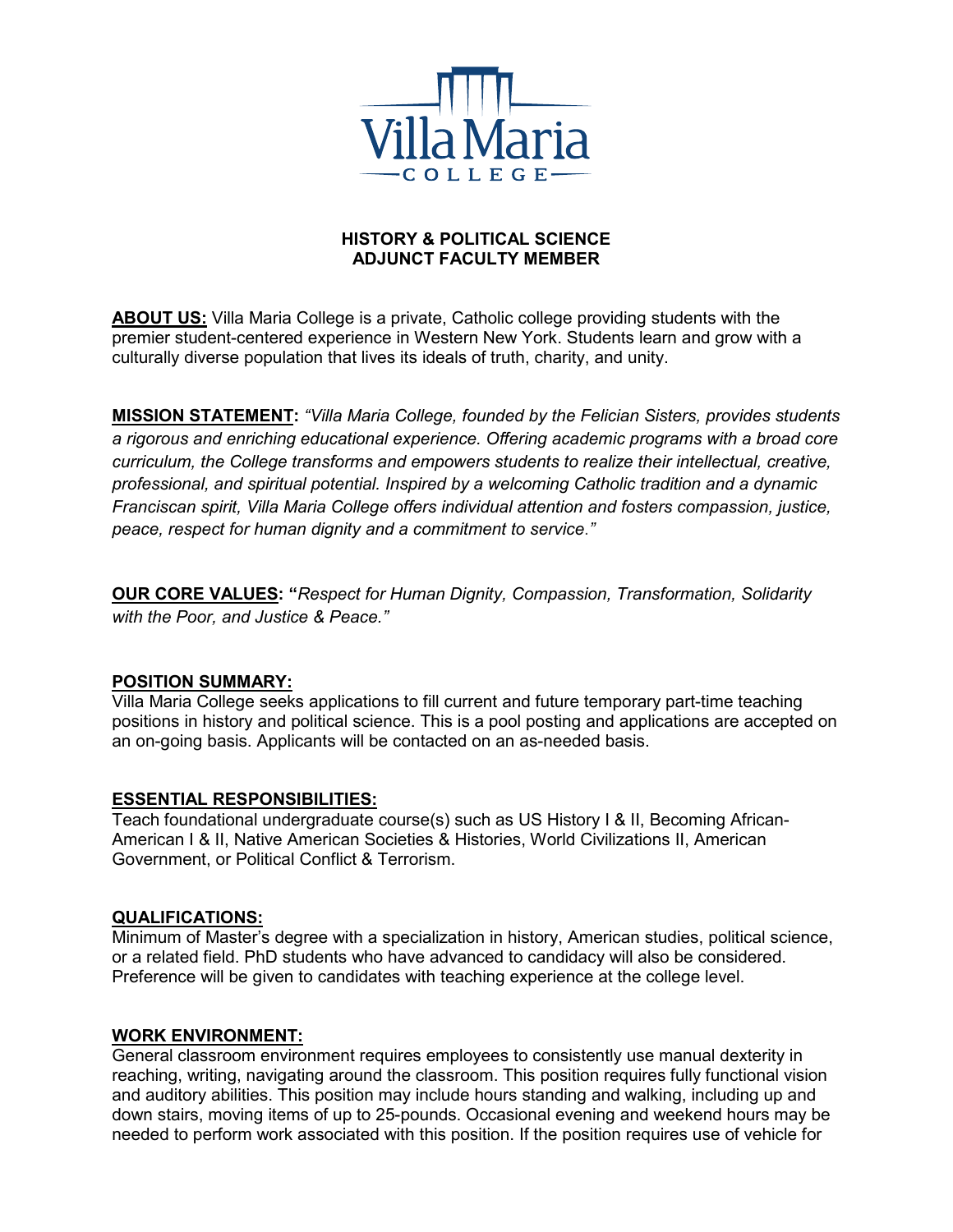# HISTORY & POLITICAL SCIENCE
# ADJUNCT FACULTY MEMBER

**ABOUT US:** Villa Maria College is a private, Catholic college providing students with the premier student-centered experience in Western New York. Students learn and grow with a culturally diverse population that lives its ideals of truth, charity, and unity.

**MISSION STATEMENT:** *"Villa Maria College, founded by the Felician Sisters, provides students a rigorous and enriching educational experience. Offering academic programs with a broad core curriculum, the College transforms and empowers students to realize their intellectual, creative, professional, and spiritual potential. Inspired by a welcoming Catholic tradition and a dynamic Franciscan spirit, Villa Maria College offers individual attention and fosters compassion, justice, peace, respect for human dignity and a commitment to service."*

**OUR CORE VALUES:** **"***Respect for Human Dignity, Compassion, Transformation, Solidarity with the Poor, and Justice & Peace."*

## POSITION SUMMARY:

Villa Maria College seeks applications to fill current and future temporary part-time teaching positions in history and political science. This is a pool posting and applications are accepted on an on-going basis. Applicants will be contacted on an as-needed basis.

## ESSENTIAL RESPONSIBILITIES:

Teach foundational undergraduate course(s) such as US History I & II, Becoming African-American I & II, Native American Societies & Histories, World Civilizations II, American Government, or Political Conflict & Terrorism.

## QUALIFICATIONS:

Minimum of Master's degree with a specialization in history, American studies, political science, or a related field. PhD students who have advanced to candidacy will also be considered. Preference will be given to candidates with teaching experience at the college level.

## WORK ENVIRONMENT:

General classroom environment requires employees to consistently use manual dexterity in reaching, writing, navigating around the classroom. This position requires fully functional vision and auditory abilities. This position may include hours standing and walking, including up and down stairs, moving items of up to 25-pounds. Occasional evening and weekend hours may be needed to perform work associated with this position. If the position requires use of vehicle for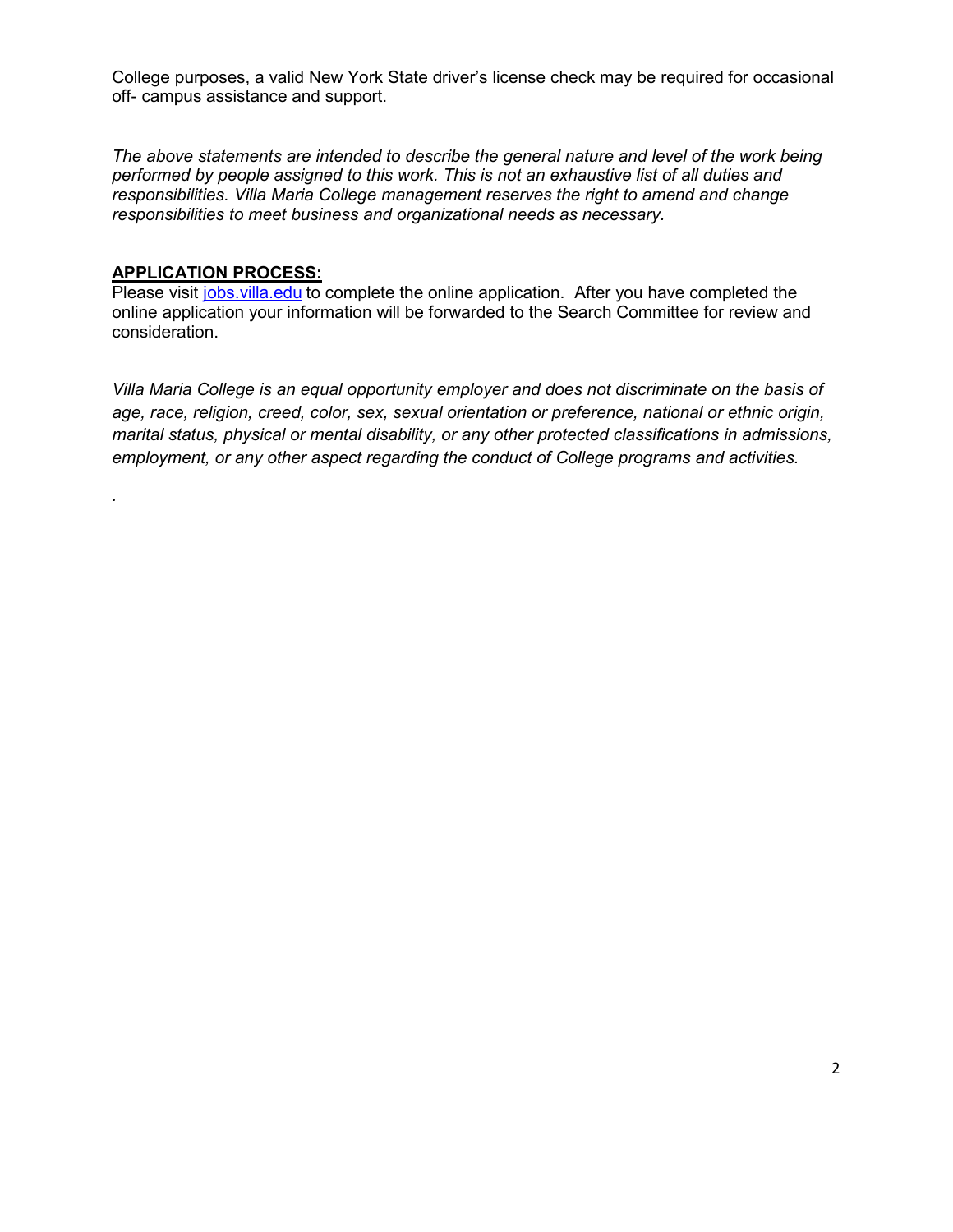College purposes, a valid New York State driver's license check may be required for occasional off- campus assistance and support.

*The above statements are intended to describe the general nature and level of the work being performed by people assigned to this work. This is not an exhaustive list of all duties and responsibilities. Villa Maria College management reserves the right to amend and change responsibilities to meet business and organizational needs as necessary.*

**APPLICATION PROCESS:**

Please visit [jobs.villa.edu](jobs.villa.edu) to complete the online application. After you have completed the online application your information will be forwarded to the Search Committee for review and consideration.

*Villa Maria College is an equal opportunity employer and does not discriminate on the basis of age, race, religion, creed, color, sex, sexual orientation or preference, national or ethnic origin, marital status, physical or mental disability, or any other protected classifications in admissions, employment, or any other aspect regarding the conduct of College programs and activities.*

.